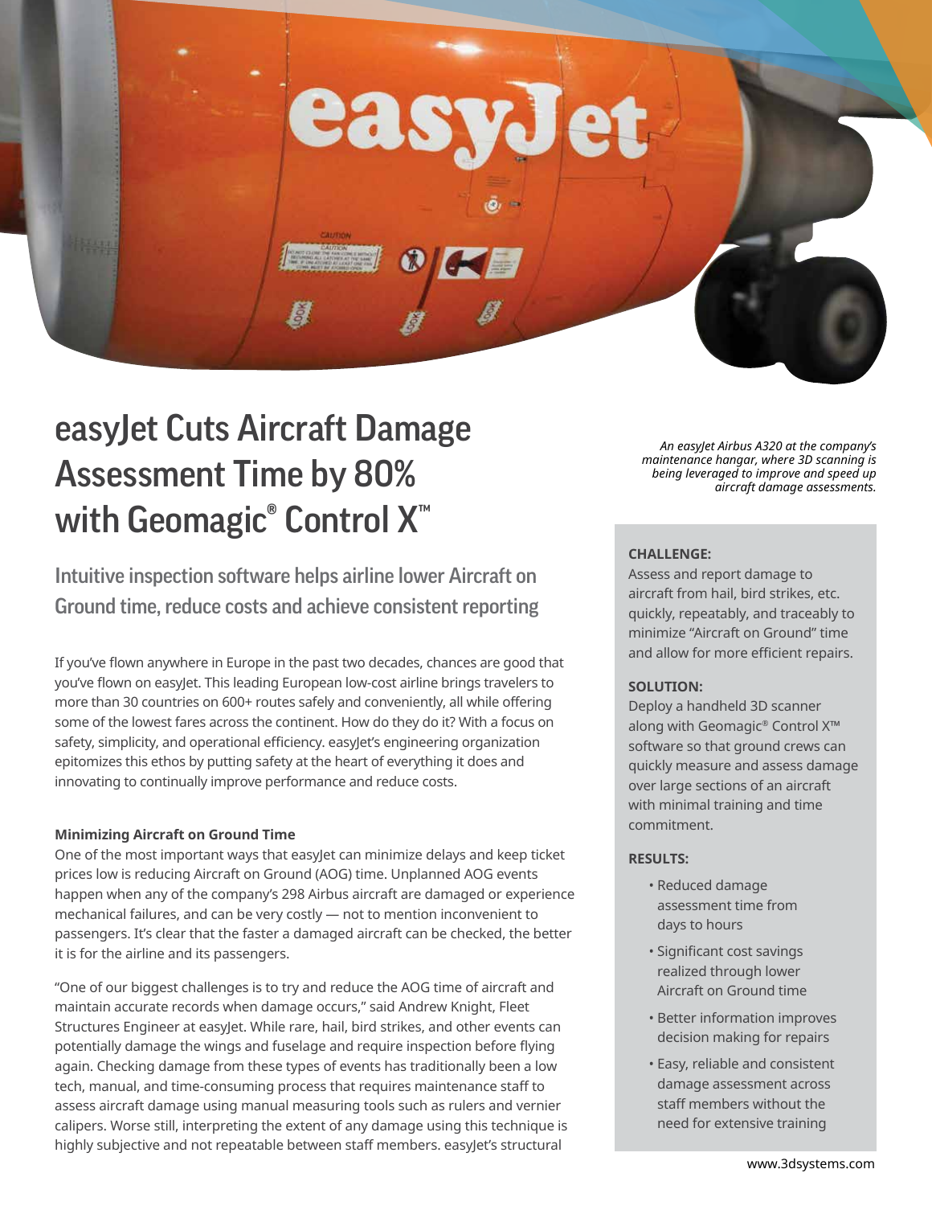# easyJet Cuts Aircraft Damage Assessment Time by 80% with Geomagic® Control X™

## Intuitive inspection software helps airline lower Aircraft on Ground time, reduce costs and achieve consistent reporting

*An easyJet Airbus A320 at the company's maintenance hangar, where 3D scanning is being leveraged to improve and speed up aircraft damage assessments.*

If you've flown anywhere in Europe in the past two decades, chances are good that you've flown on easyJet. This leading European low-cost airline brings travelers to more than 30 countries on 600+ routes safely and conveniently, all while offering some of the lowest fares across the continent. How do they do it? With a focus on safety, simplicity, and operational efficiency. easyJet's engineering organization epitomizes this ethos by putting safety at the heart of everything it does and innovating to continually improve performance and reduce costs.

**Minimizing Aircraft on Ground Time**

One of the most important ways that easyJet can minimize delays and keep ticket prices low is reducing Aircraft on Ground (AOG) time. Unplanned AOG events happen when any of the company's 298 Airbus aircraft are damaged or experience mechanical failures, and can be very costly — not to mention inconvenient to passengers. It's clear that the faster a damaged aircraft can be checked, the better it is for the airline and its passengers.

"One of our biggest challenges is to try and reduce the AOG time of aircraft and maintain accurate records when damage occurs," said Andrew Knight, Fleet Structures Engineer at easyJet. While rare, hail, bird strikes, and other events can potentially damage the wings and fuselage and require inspection before flying again. Checking damage from these types of events has traditionally been a low tech, manual, and time-consuming process that requires maintenance staff to assess aircraft damage using manual measuring tools such as rulers and vernier calipers. Worse still, interpreting the extent of any damage using this technique is highly subjective and not repeatable between staff members. easyJet's structural

**CHALLENGE:**

Assess and report damage to aircraft from hail, bird strikes, etc. quickly, repeatably, and traceably to minimize "Aircraft on Ground" time and allow for more efficient repairs.

**SOLUTION:**

Deploy a handheld 3D scanner along with Geomagic® Control X™ software so that ground crews can quickly measure and assess damage over large sections of an aircraft with minimal training and time commitment.

**RESULTS:**

- Reduced damage assessment time from days to hours
- Significant cost savings realized through lower Aircraft on Ground time
- Better information improves decision making for repairs
- Easy, reliable and consistent damage assessment across staff members without the need for extensive training

www.3dsystems.com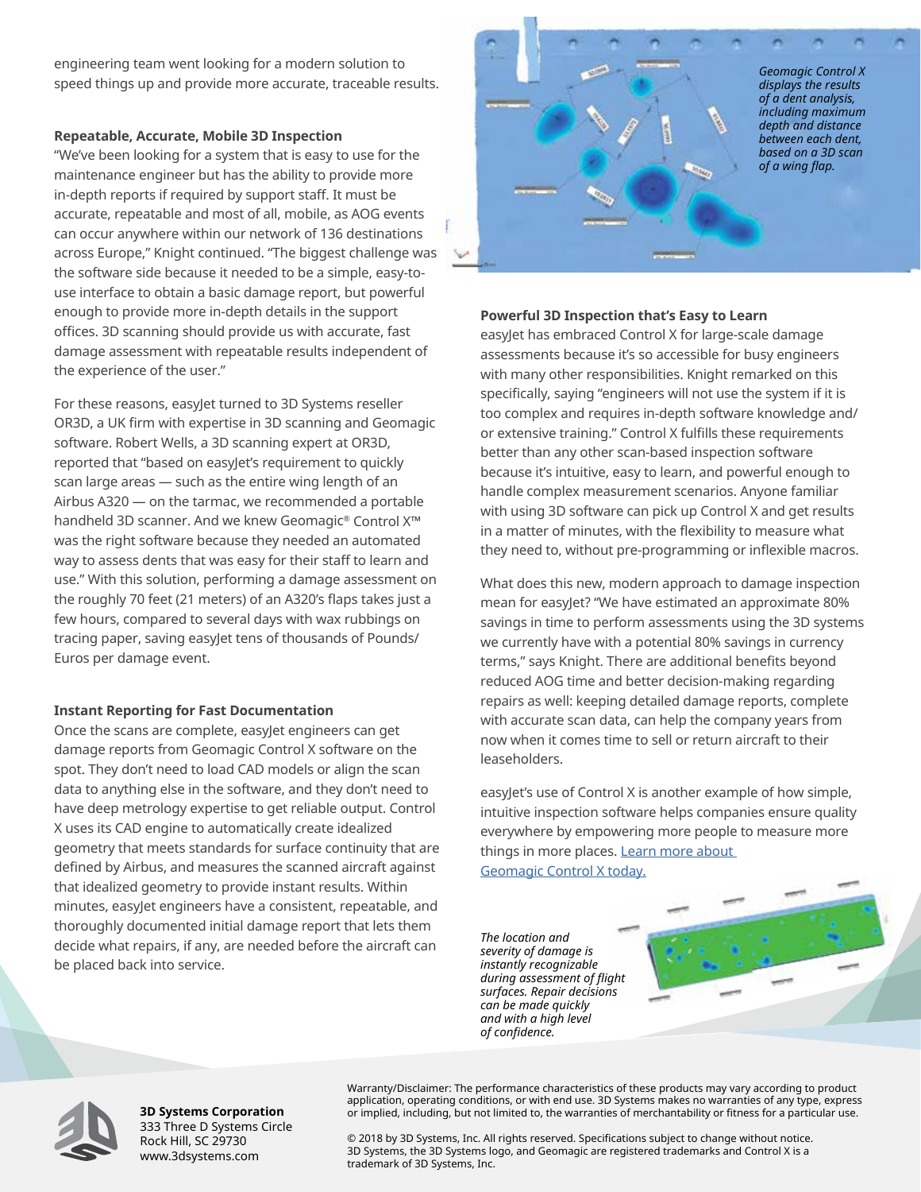engineering team went looking for a modern solution to speed things up and provide more accurate, traceable results.

### Repeatable, Accurate, Mobile 3D Inspection

"We've been looking for a system that is easy to use for the maintenance engineer but has the ability to provide more in-depth reports if required by support staff. It must be accurate, repeatable and most of all, mobile, as AOG events can occur anywhere within our network of 136 destinations across Europe," Knight continued. "The biggest challenge was the software side because it needed to be a simple, easy-to-use interface to obtain a basic damage report, but powerful enough to provide more in-depth details in the support offices. 3D scanning should provide us with accurate, fast damage assessment with repeatable results independent of the experience of the user."

For these reasons, easyJet turned to 3D Systems reseller OR3D, a UK firm with expertise in 3D scanning and Geomagic software. Robert Wells, a 3D scanning expert at OR3D, reported that "based on easyJet's requirement to quickly scan large areas — such as the entire wing length of an Airbus A320 — on the tarmac, we recommended a portable handheld 3D scanner. And we knew Geomagic® Control X™ was the right software because they needed an automated way to assess dents that was easy for their staff to learn and use." With this solution, performing a damage assessment on the roughly 70 feet (21 meters) of an A320's flaps takes just a few hours, compared to several days with wax rubbings on tracing paper, saving easyJet tens of thousands of Pounds/Euros per damage event.

### Instant Reporting for Fast Documentation

Once the scans are complete, easyJet engineers can get damage reports from Geomagic Control X software on the spot. They don't need to load CAD models or align the scan data to anything else in the software, and they don't need to have deep metrology expertise to get reliable output. Control X uses its CAD engine to automatically create idealized geometry that meets standards for surface continuity that are defined by Airbus, and measures the scanned aircraft against that idealized geometry to provide instant results. Within minutes, easyJet engineers have a consistent, repeatable, and thoroughly documented initial damage report that lets them decide what repairs, if any, are needed before the aircraft can be placed back into service.

*Geomagic Control X displays the results of a dent analysis, including maximum depth and distance between each dent, based on a 3D scan of a wing flap.*

### Powerful 3D Inspection that's Easy to Learn

easyJet has embraced Control X for large-scale damage assessments because it's so accessible for busy engineers with many other responsibilities. Knight remarked on this specifically, saying "engineers will not use the system if it is too complex and requires in-depth software knowledge and/or extensive training." Control X fulfills these requirements better than any other scan-based inspection software because it's intuitive, easy to learn, and powerful enough to handle complex measurement scenarios. Anyone familiar with using 3D software can pick up Control X and get results in a matter of minutes, with the flexibility to measure what they need to, without pre-programming or inflexible macros.

What does this new, modern approach to damage inspection mean for easyJet? "We have estimated an approximate 80% savings in time to perform assessments using the 3D systems we currently have with a potential 80% savings in currency terms," says Knight. There are additional benefits beyond reduced AOG time and better decision-making regarding repairs as well: keeping detailed damage reports, complete with accurate scan data, can help the company years from now when it comes time to sell or return aircraft to their leaseholders.

easyJet's use of Control X is another example of how simple, intuitive inspection software helps companies ensure quality everywhere by empowering more people to measure more things in more places. [Learn more about Geomagic Control X today.]

*The location and severity of damage is instantly recognizable during assessment of flight surfaces. Repair decisions can be made quickly and with a high level of confidence.*

**3D Systems Corporation**
333 Three D Systems Circle
Rock Hill, SC 29730
www.3dsystems.com

Warranty/Disclaimer: The performance characteristics of these products may vary according to product application, operating conditions, or with end use. 3D Systems makes no warranties of any type, express or implied, including, but not limited to, the warranties of merchantability or fitness for a particular use.

© 2018 by 3D Systems, Inc. All rights reserved. Specifications subject to change without notice. 3D Systems, the 3D Systems logo, and Geomagic are registered trademarks and Control X is a trademark of 3D Systems, Inc.